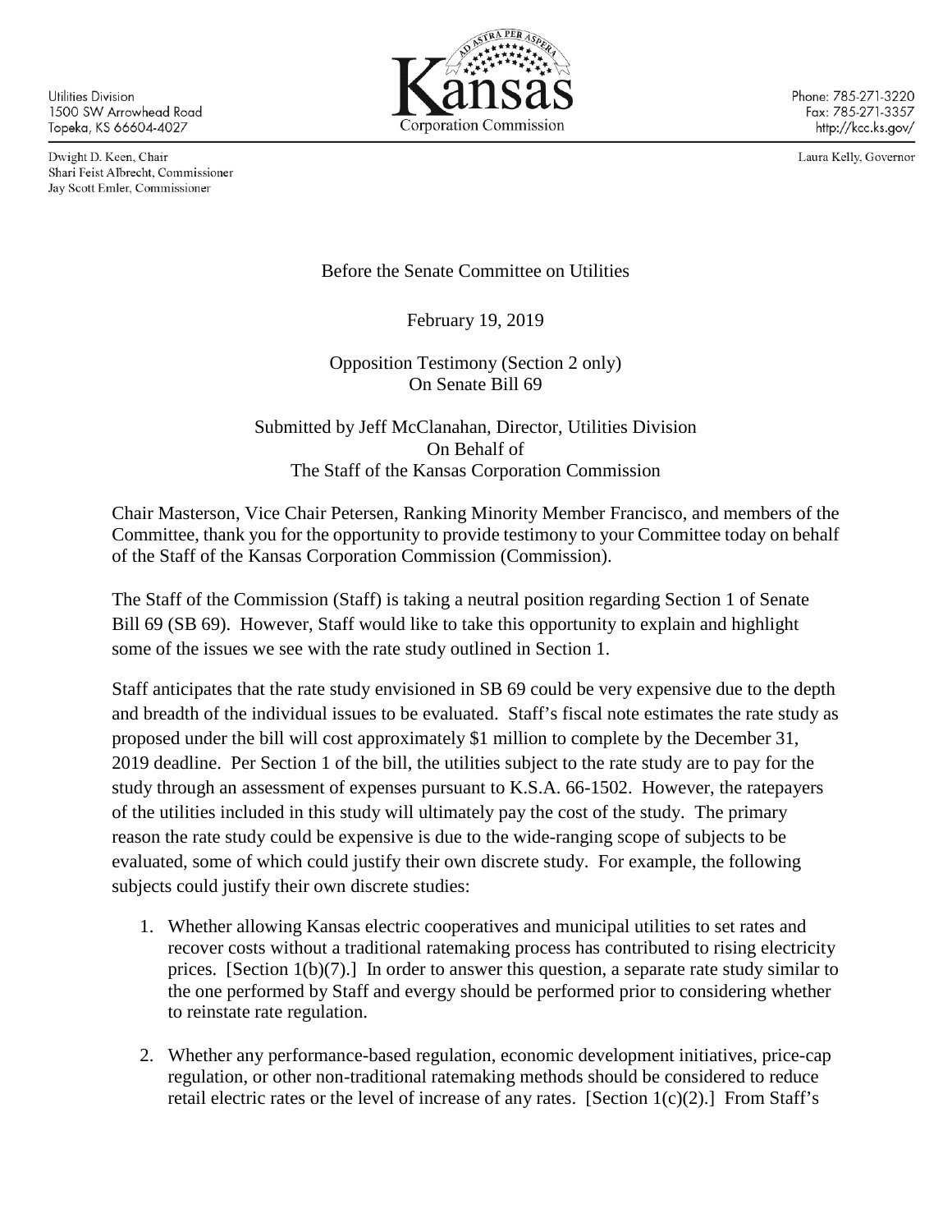Utilities Division
1500 SW Arrowhead Road
Topeka, KS 66604-4027

Kansas Corporation Commission

Phone: 785-271-3220
Fax: 785-271-3357
http://kcc.ks.gov/

Dwight D. Keen, Chair
Shari Feist Albrecht, Commissioner
Jay Scott Emler, Commissioner

Laura Kelly, Governor

Before the Senate Committee on Utilities

February 19, 2019

Opposition Testimony (Section 2 only)
On Senate Bill 69

Submitted by Jeff McClanahan, Director, Utilities Division
On Behalf of
The Staff of the Kansas Corporation Commission

Chair Masterson, Vice Chair Petersen, Ranking Minority Member Francisco, and members of the Committee, thank you for the opportunity to provide testimony to your Committee today on behalf of the Staff of the Kansas Corporation Commission (Commission).

The Staff of the Commission (Staff) is taking a neutral position regarding Section 1 of Senate Bill 69 (SB 69). However, Staff would like to take this opportunity to explain and highlight some of the issues we see with the rate study outlined in Section 1.

Staff anticipates that the rate study envisioned in SB 69 could be very expensive due to the depth and breadth of the individual issues to be evaluated. Staff's fiscal note estimates the rate study as proposed under the bill will cost approximately $1 million to complete by the December 31, 2019 deadline. Per Section 1 of the bill, the utilities subject to the rate study are to pay for the study through an assessment of expenses pursuant to K.S.A. 66-1502. However, the ratepayers of the utilities included in this study will ultimately pay the cost of the study. The primary reason the rate study could be expensive is due to the wide-ranging scope of subjects to be evaluated, some of which could justify their own discrete study. For example, the following subjects could justify their own discrete studies:

1. Whether allowing Kansas electric cooperatives and municipal utilities to set rates and recover costs without a traditional ratemaking process has contributed to rising electricity prices. [Section 1(b)(7).] In order to answer this question, a separate rate study similar to the one performed by Staff and evergy should be performed prior to considering whether to reinstate rate regulation.
2. Whether any performance-based regulation, economic development initiatives, price-cap regulation, or other non-traditional ratemaking methods should be considered to reduce retail electric rates or the level of increase of any rates. [Section 1(c)(2).] From Staff's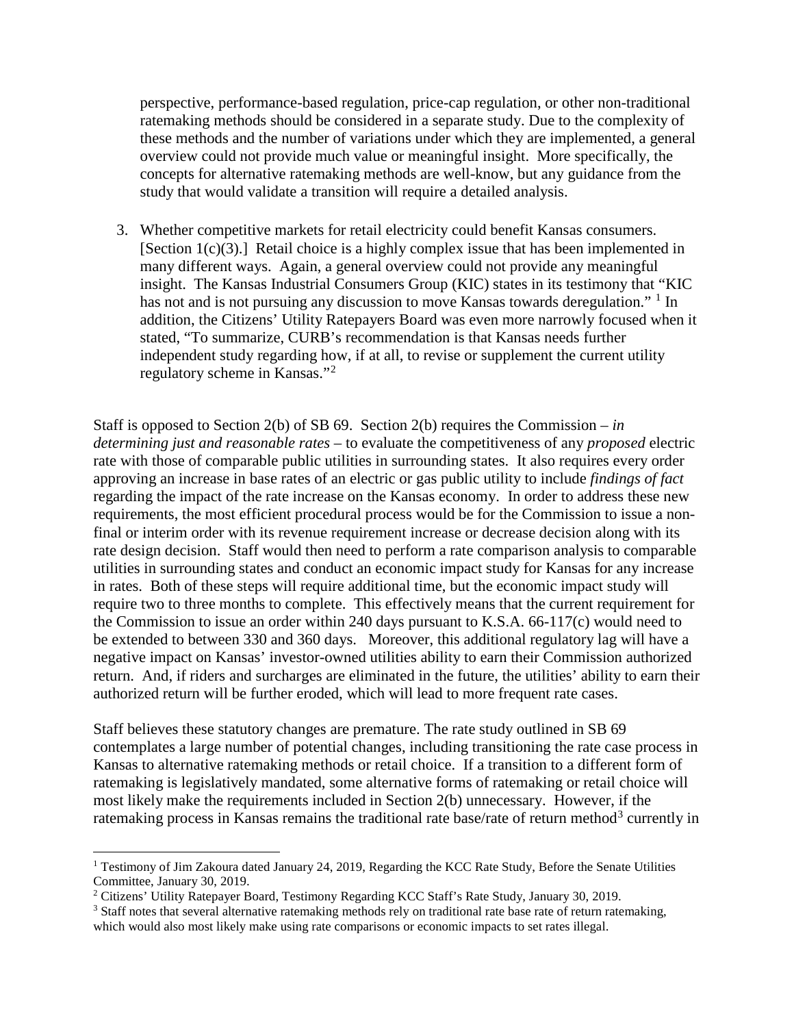perspective, performance-based regulation, price-cap regulation, or other non-traditional ratemaking methods should be considered in a separate study. Due to the complexity of these methods and the number of variations under which they are implemented, a general overview could not provide much value or meaningful insight. More specifically, the concepts for alternative ratemaking methods are well-know, but any guidance from the study that would validate a transition will require a detailed analysis.

3. Whether competitive markets for retail electricity could benefit Kansas consumers. [Section 1(c)(3).] Retail choice is a highly complex issue that has been implemented in many different ways. Again, a general overview could not provide any meaningful insight. The Kansas Industrial Consumers Group (KIC) states in its testimony that "KIC has not and is not pursuing any discussion to move Kansas towards deregulation." [1] In addition, the Citizens' Utility Ratepayers Board was even more narrowly focused when it stated, "To summarize, CURB's recommendation is that Kansas needs further independent study regarding how, if at all, to revise or supplement the current utility regulatory scheme in Kansas."[2]

Staff is opposed to Section 2(b) of SB 69. Section 2(b) requires the Commission – *in determining just and reasonable rates* – to evaluate the competitiveness of any *proposed* electric rate with those of comparable public utilities in surrounding states. It also requires every order approving an increase in base rates of an electric or gas public utility to include *findings of fact* regarding the impact of the rate increase on the Kansas economy. In order to address these new requirements, the most efficient procedural process would be for the Commission to issue a non-final or interim order with its revenue requirement increase or decrease decision along with its rate design decision. Staff would then need to perform a rate comparison analysis to comparable utilities in surrounding states and conduct an economic impact study for Kansas for any increase in rates. Both of these steps will require additional time, but the economic impact study will require two to three months to complete. This effectively means that the current requirement for the Commission to issue an order within 240 days pursuant to K.S.A. 66-117(c) would need to be extended to between 330 and 360 days. Moreover, this additional regulatory lag will have a negative impact on Kansas' investor-owned utilities ability to earn their Commission authorized return. And, if riders and surcharges are eliminated in the future, the utilities' ability to earn their authorized return will be further eroded, which will lead to more frequent rate cases.

Staff believes these statutory changes are premature. The rate study outlined in SB 69 contemplates a large number of potential changes, including transitioning the rate case process in Kansas to alternative ratemaking methods or retail choice. If a transition to a different form of ratemaking is legislatively mandated, some alternative forms of ratemaking or retail choice will most likely make the requirements included in Section 2(b) unnecessary. However, if the ratemaking process in Kansas remains the traditional rate base/rate of return method[3] currently in

[1] Testimony of Jim Zakoura dated January 24, 2019, Regarding the KCC Rate Study, Before the Senate Utilities Committee, January 30, 2019.

[2] Citizens' Utility Ratepayer Board, Testimony Regarding KCC Staff's Rate Study, January 30, 2019.

[3] Staff notes that several alternative ratemaking methods rely on traditional rate base rate of return ratemaking, which would also most likely make using rate comparisons or economic impacts to set rates illegal.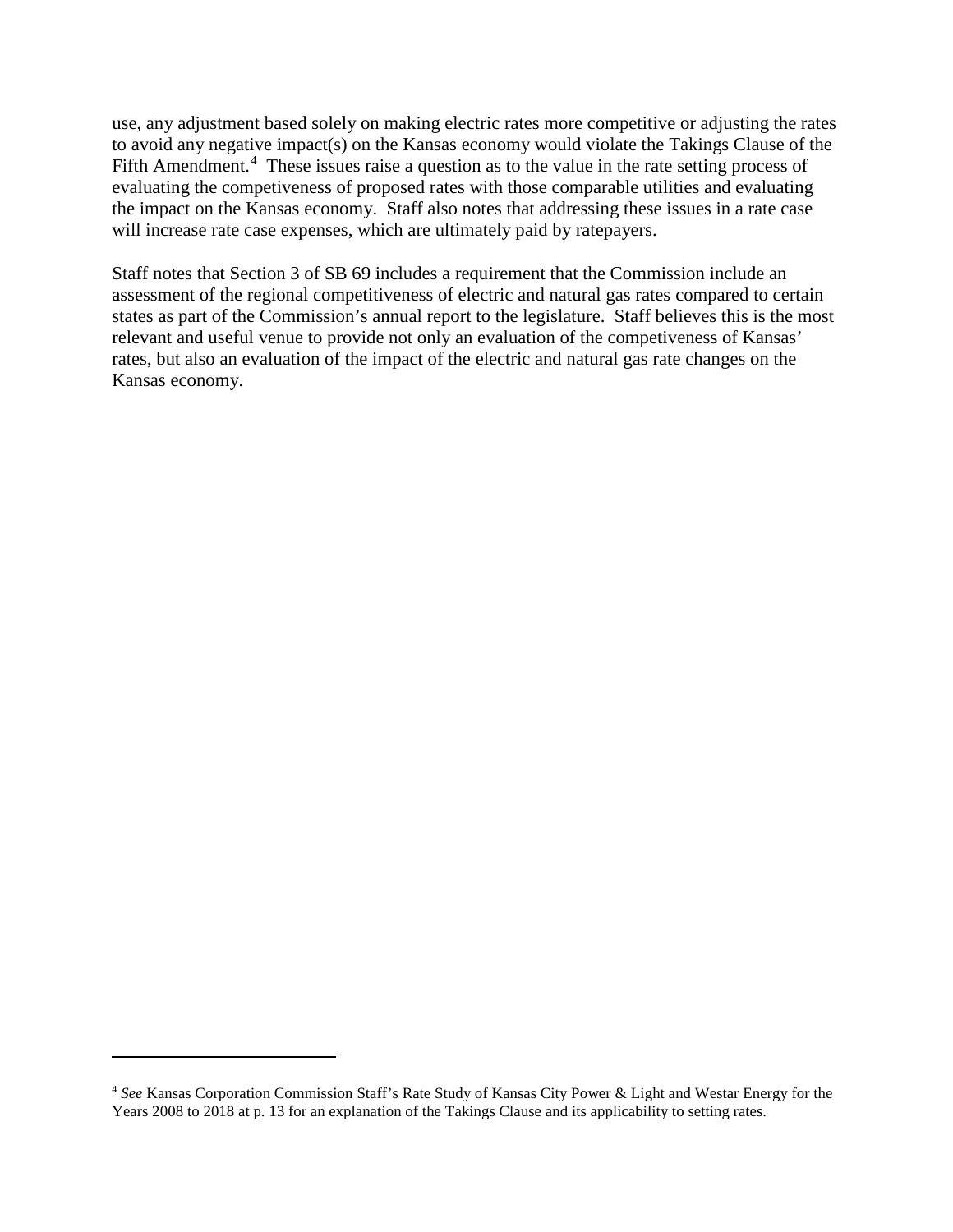use, any adjustment based solely on making electric rates more competitive or adjusting the rates to avoid any negative impact(s) on the Kansas economy would violate the Takings Clause of the Fifth Amendment.[4] These issues raise a question as to the value in the rate setting process of evaluating the competiveness of proposed rates with those comparable utilities and evaluating the impact on the Kansas economy. Staff also notes that addressing these issues in a rate case will increase rate case expenses, which are ultimately paid by ratepayers.

Staff notes that Section 3 of SB 69 includes a requirement that the Commission include an assessment of the regional competitiveness of electric and natural gas rates compared to certain states as part of the Commission's annual report to the legislature. Staff believes this is the most relevant and useful venue to provide not only an evaluation of the competiveness of Kansas' rates, but also an evaluation of the impact of the electric and natural gas rate changes on the Kansas economy.

---

[4] *See* Kansas Corporation Commission Staff's Rate Study of Kansas City Power & Light and Westar Energy for the Years 2008 to 2018 at p. 13 for an explanation of the Takings Clause and its applicability to setting rates.